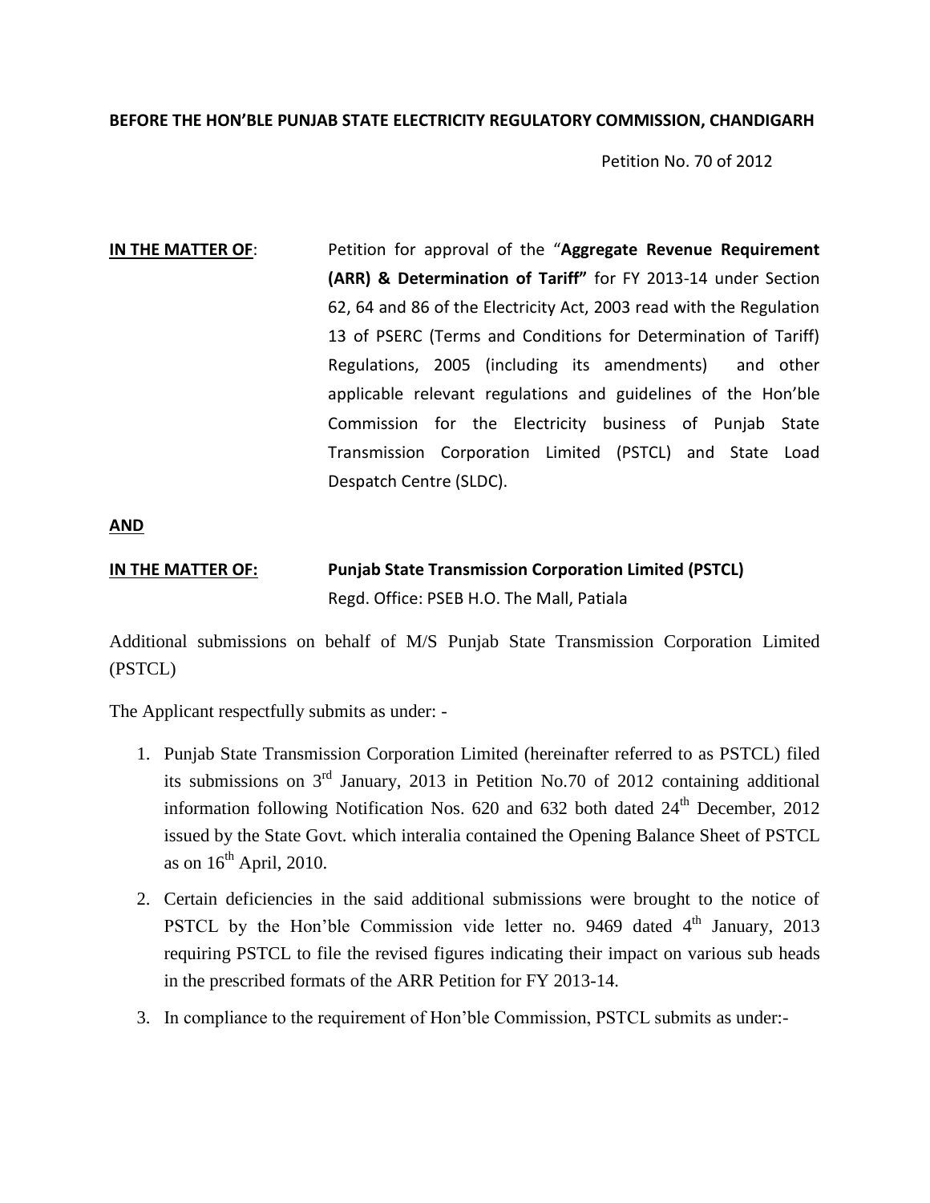**BEFORE THE HON'BLE PUNJAB STATE ELECTRICITY REGULATORY COMMISSION, CHANDIGARH**

Petition No. 70 of 2012

**IN THE MATTER OF**: Petition for approval of the "**Aggregate Revenue Requirement (ARR) & Determination of Tariff"** for FY 2013-14 under Section 62, 64 and 86 of the Electricity Act, 2003 read with the Regulation 13 of PSERC (Terms and Conditions for Determination of Tariff) Regulations, 2005 (including its amendments) and other applicable relevant regulations and guidelines of the Hon'ble Commission for the Electricity business of Punjab State Transmission Corporation Limited (PSTCL) and State Load Despatch Centre (SLDC).

**AND**

**IN THE MATTER OF: Punjab State Transmission Corporation Limited (PSTCL)**
Regd. Office: PSEB H.O. The Mall, Patiala

Additional submissions on behalf of M/S Punjab State Transmission Corporation Limited (PSTCL)

The Applicant respectfully submits as under: -

1. Punjab State Transmission Corporation Limited (hereinafter referred to as PSTCL) filed its submissions on 3rd January, 2013 in Petition No.70 of 2012 containing additional information following Notification Nos. 620 and 632 both dated 24th December, 2012 issued by the State Govt. which interalia contained the Opening Balance Sheet of PSTCL as on 16th April, 2010.
2. Certain deficiencies in the said additional submissions were brought to the notice of PSTCL by the Hon'ble Commission vide letter no. 9469 dated 4th January, 2013 requiring PSTCL to file the revised figures indicating their impact on various sub heads in the prescribed formats of the ARR Petition for FY 2013-14.
3. In compliance to the requirement of Hon'ble Commission, PSTCL submits as under:-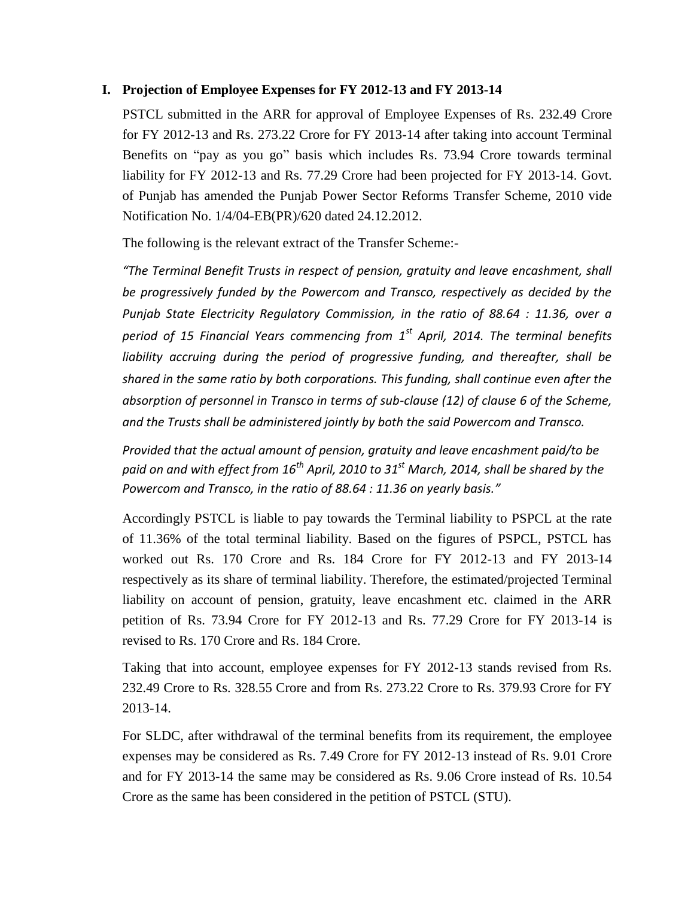## I. Projection of Employee Expenses for FY 2012-13 and FY 2013-14

PSTCL submitted in the ARR for approval of Employee Expenses of Rs. 232.49 Crore for FY 2012-13 and Rs. 273.22 Crore for FY 2013-14 after taking into account Terminal Benefits on "pay as you go" basis which includes Rs. 73.94 Crore towards terminal liability for FY 2012-13 and Rs. 77.29 Crore had been projected for FY 2013-14. Govt. of Punjab has amended the Punjab Power Sector Reforms Transfer Scheme, 2010 vide Notification No. 1/4/04-EB(PR)/620 dated 24.12.2012.

The following is the relevant extract of the Transfer Scheme:-

*"The Terminal Benefit Trusts in respect of pension, gratuity and leave encashment, shall be progressively funded by the Powercom and Transco, respectively as decided by the Punjab State Electricity Regulatory Commission, in the ratio of 88.64 : 11.36, over a period of 15 Financial Years commencing from 1st April, 2014. The terminal benefits liability accruing during the period of progressive funding, and thereafter, shall be shared in the same ratio by both corporations. This funding, shall continue even after the absorption of personnel in Transco in terms of sub-clause (12) of clause 6 of the Scheme, and the Trusts shall be administered jointly by both the said Powercom and Transco.*

*Provided that the actual amount of pension, gratuity and leave encashment paid/to be paid on and with effect from 16th April, 2010 to 31st March, 2014, shall be shared by the Powercom and Transco, in the ratio of 88.64 : 11.36 on yearly basis."*

Accordingly PSTCL is liable to pay towards the Terminal liability to PSPCL at the rate of 11.36% of the total terminal liability. Based on the figures of PSPCL, PSTCL has worked out Rs. 170 Crore and Rs. 184 Crore for FY 2012-13 and FY 2013-14 respectively as its share of terminal liability. Therefore, the estimated/projected Terminal liability on account of pension, gratuity, leave encashment etc. claimed in the ARR petition of Rs. 73.94 Crore for FY 2012-13 and Rs. 77.29 Crore for FY 2013-14 is revised to Rs. 170 Crore and Rs. 184 Crore.

Taking that into account, employee expenses for FY 2012-13 stands revised from Rs. 232.49 Crore to Rs. 328.55 Crore and from Rs. 273.22 Crore to Rs. 379.93 Crore for FY 2013-14.

For SLDC, after withdrawal of the terminal benefits from its requirement, the employee expenses may be considered as Rs. 7.49 Crore for FY 2012-13 instead of Rs. 9.01 Crore and for FY 2013-14 the same may be considered as Rs. 9.06 Crore instead of Rs. 10.54 Crore as the same has been considered in the petition of PSTCL (STU).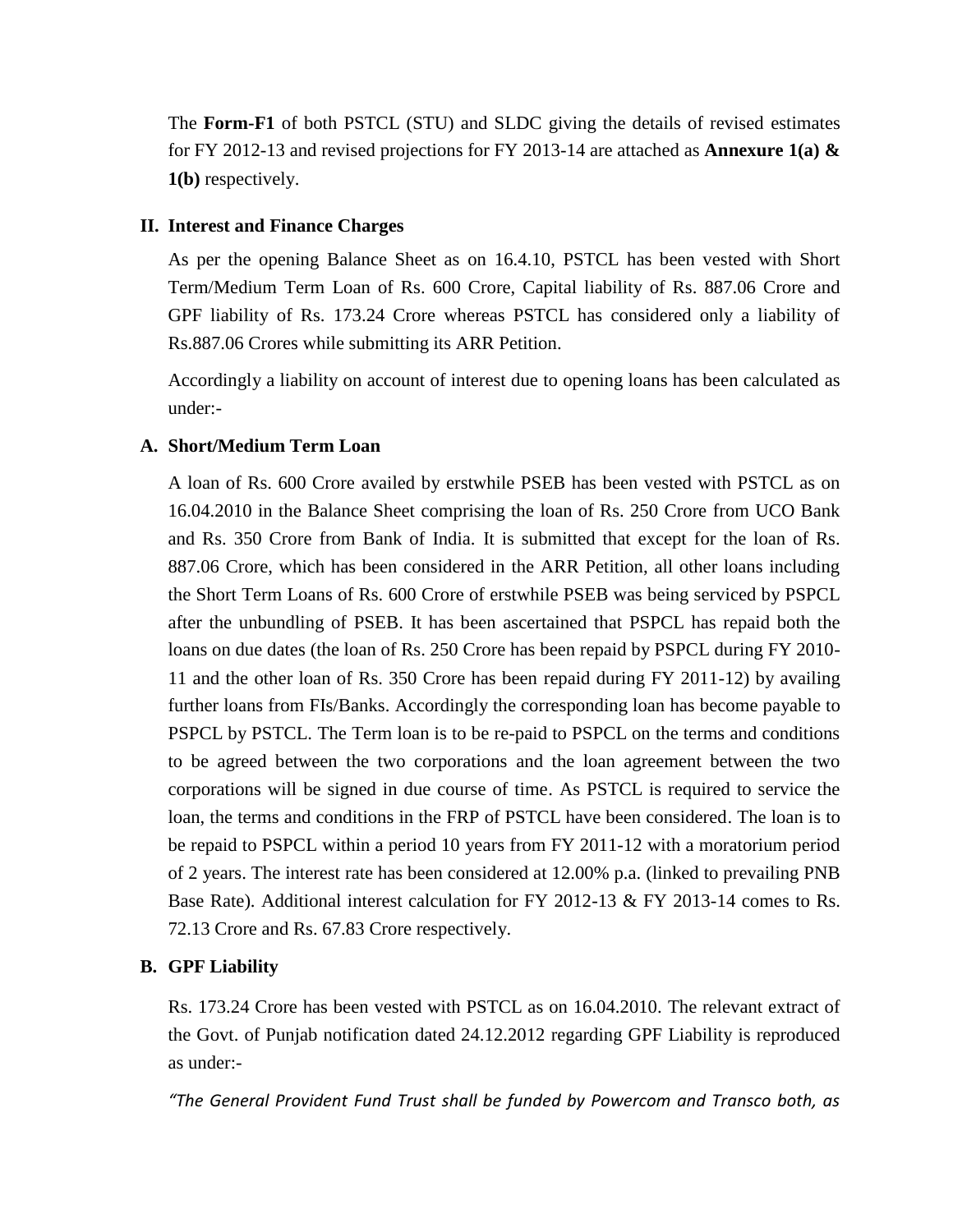The **Form-F1** of both PSTCL (STU) and SLDC giving the details of revised estimates for FY 2012-13 and revised projections for FY 2013-14 are attached as **Annexure 1(a) & 1(b)** respectively.

## II. Interest and Finance Charges

As per the opening Balance Sheet as on 16.4.10, PSTCL has been vested with Short Term/Medium Term Loan of Rs. 600 Crore, Capital liability of Rs. 887.06 Crore and GPF liability of Rs. 173.24 Crore whereas PSTCL has considered only a liability of Rs.887.06 Crores while submitting its ARR Petition.

Accordingly a liability on account of interest due to opening loans has been calculated as under:-

### A. Short/Medium Term Loan

A loan of Rs. 600 Crore availed by erstwhile PSEB has been vested with PSTCL as on 16.04.2010 in the Balance Sheet comprising the loan of Rs. 250 Crore from UCO Bank and Rs. 350 Crore from Bank of India. It is submitted that except for the loan of Rs. 887.06 Crore, which has been considered in the ARR Petition, all other loans including the Short Term Loans of Rs. 600 Crore of erstwhile PSEB was being serviced by PSPCL after the unbundling of PSEB. It has been ascertained that PSPCL has repaid both the loans on due dates (the loan of Rs. 250 Crore has been repaid by PSPCL during FY 2010-11 and the other loan of Rs. 350 Crore has been repaid during FY 2011-12) by availing further loans from FIs/Banks. Accordingly the corresponding loan has become payable to PSPCL by PSTCL. The Term loan is to be re-paid to PSPCL on the terms and conditions to be agreed between the two corporations and the loan agreement between the two corporations will be signed in due course of time. As PSTCL is required to service the loan, the terms and conditions in the FRP of PSTCL have been considered. The loan is to be repaid to PSPCL within a period 10 years from FY 2011-12 with a moratorium period of 2 years. The interest rate has been considered at 12.00% p.a. (linked to prevailing PNB Base Rate). Additional interest calculation for FY 2012-13 & FY 2013-14 comes to Rs. 72.13 Crore and Rs. 67.83 Crore respectively.

### B. GPF Liability

Rs. 173.24 Crore has been vested with PSTCL as on 16.04.2010. The relevant extract of the Govt. of Punjab notification dated 24.12.2012 regarding GPF Liability is reproduced as under:-

*"The General Provident Fund Trust shall be funded by Powercom and Transco both, as*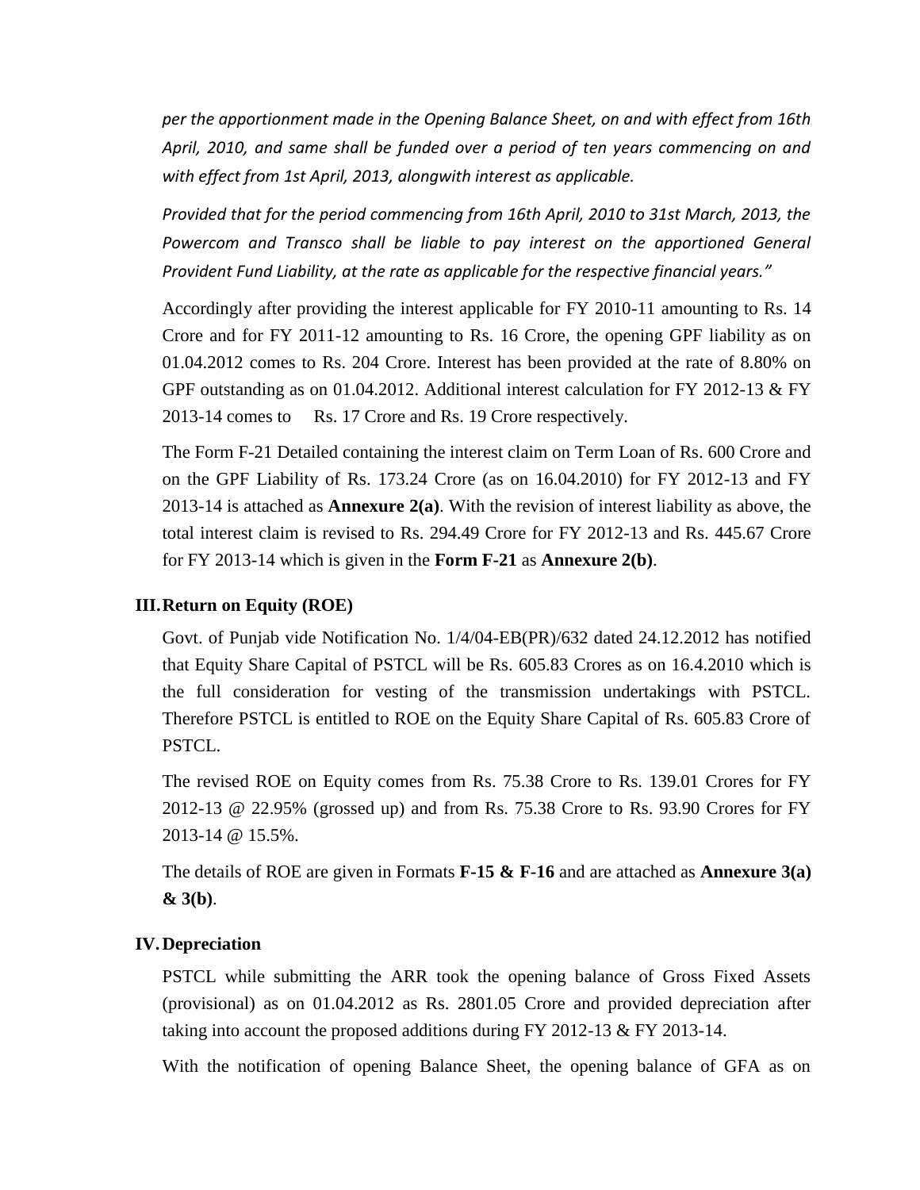*per the apportionment made in the Opening Balance Sheet, on and with effect from 16th April, 2010, and same shall be funded over a period of ten years commencing on and with effect from 1st April, 2013, alongwith interest as applicable.*

*Provided that for the period commencing from 16th April, 2010 to 31st March, 2013, the Powercom and Transco shall be liable to pay interest on the apportioned General Provident Fund Liability, at the rate as applicable for the respective financial years."*

Accordingly after providing the interest applicable for FY 2010-11 amounting to Rs. 14 Crore and for FY 2011-12 amounting to Rs. 16 Crore, the opening GPF liability as on 01.04.2012 comes to Rs. 204 Crore. Interest has been provided at the rate of 8.80% on GPF outstanding as on 01.04.2012. Additional interest calculation for FY 2012-13 & FY 2013-14 comes to Rs. 17 Crore and Rs. 19 Crore respectively.

The Form F-21 Detailed containing the interest claim on Term Loan of Rs. 600 Crore and on the GPF Liability of Rs. 173.24 Crore (as on 16.04.2010) for FY 2012-13 and FY 2013-14 is attached as **Annexure 2(a)**. With the revision of interest liability as above, the total interest claim is revised to Rs. 294.49 Crore for FY 2012-13 and Rs. 445.67 Crore for FY 2013-14 which is given in the **Form F-21** as **Annexure 2(b)**.

### III. Return on Equity (ROE)

Govt. of Punjab vide Notification No. 1/4/04-EB(PR)/632 dated 24.12.2012 has notified that Equity Share Capital of PSTCL will be Rs. 605.83 Crores as on 16.4.2010 which is the full consideration for vesting of the transmission undertakings with PSTCL. Therefore PSTCL is entitled to ROE on the Equity Share Capital of Rs. 605.83 Crore of PSTCL.

The revised ROE on Equity comes from Rs. 75.38 Crore to Rs. 139.01 Crores for FY 2012-13 @ 22.95% (grossed up) and from Rs. 75.38 Crore to Rs. 93.90 Crores for FY 2013-14 @ 15.5%.

The details of ROE are given in Formats **F-15 & F-16** and are attached as **Annexure 3(a) & 3(b)**.

### IV. Depreciation

PSTCL while submitting the ARR took the opening balance of Gross Fixed Assets (provisional) as on 01.04.2012 as Rs. 2801.05 Crore and provided depreciation after taking into account the proposed additions during FY 2012-13 & FY 2013-14.

With the notification of opening Balance Sheet, the opening balance of GFA as on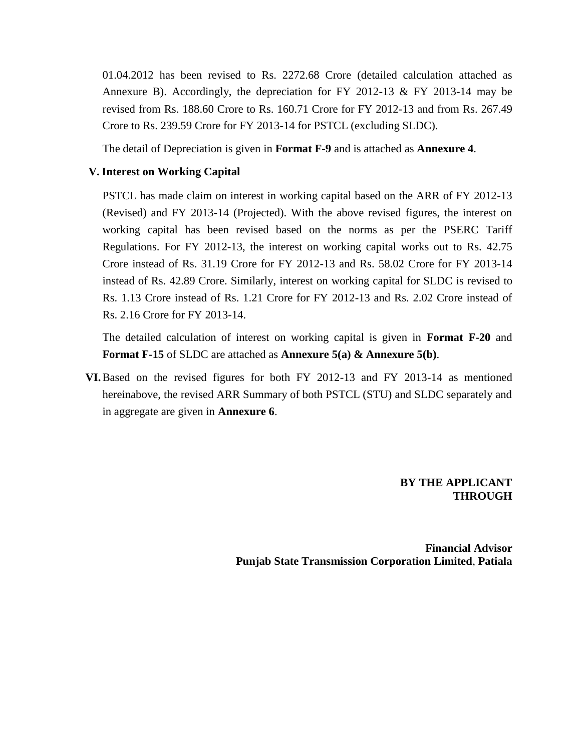01.04.2012 has been revised to Rs. 2272.68 Crore (detailed calculation attached as Annexure B). Accordingly, the depreciation for FY 2012-13 & FY 2013-14 may be revised from Rs. 188.60 Crore to Rs. 160.71 Crore for FY 2012-13 and from Rs. 267.49 Crore to Rs. 239.59 Crore for FY 2013-14 for PSTCL (excluding SLDC).

The detail of Depreciation is given in **Format F-9** and is attached as **Annexure 4**.

**V. Interest on Working Capital**

PSTCL has made claim on interest in working capital based on the ARR of FY 2012-13 (Revised) and FY 2013-14 (Projected). With the above revised figures, the interest on working capital has been revised based on the norms as per the PSERC Tariff Regulations. For FY 2012-13, the interest on working capital works out to Rs. 42.75 Crore instead of Rs. 31.19 Crore for FY 2012-13 and Rs. 58.02 Crore for FY 2013-14 instead of Rs. 42.89 Crore. Similarly, interest on working capital for SLDC is revised to Rs. 1.13 Crore instead of Rs. 1.21 Crore for FY 2012-13 and Rs. 2.02 Crore instead of Rs. 2.16 Crore for FY 2013-14.

The detailed calculation of interest on working capital is given in **Format F-20** and **Format F-15** of SLDC are attached as **Annexure 5(a) & Annexure 5(b)**.

**VI.** Based on the revised figures for both FY 2012-13 and FY 2013-14 as mentioned hereinabove, the revised ARR Summary of both PSTCL (STU) and SLDC separately and in aggregate are given in **Annexure 6**.

**BY THE APPLICANT**
**THROUGH**

**Financial Advisor**
**Punjab State Transmission Corporation Limited**, **Patiala**